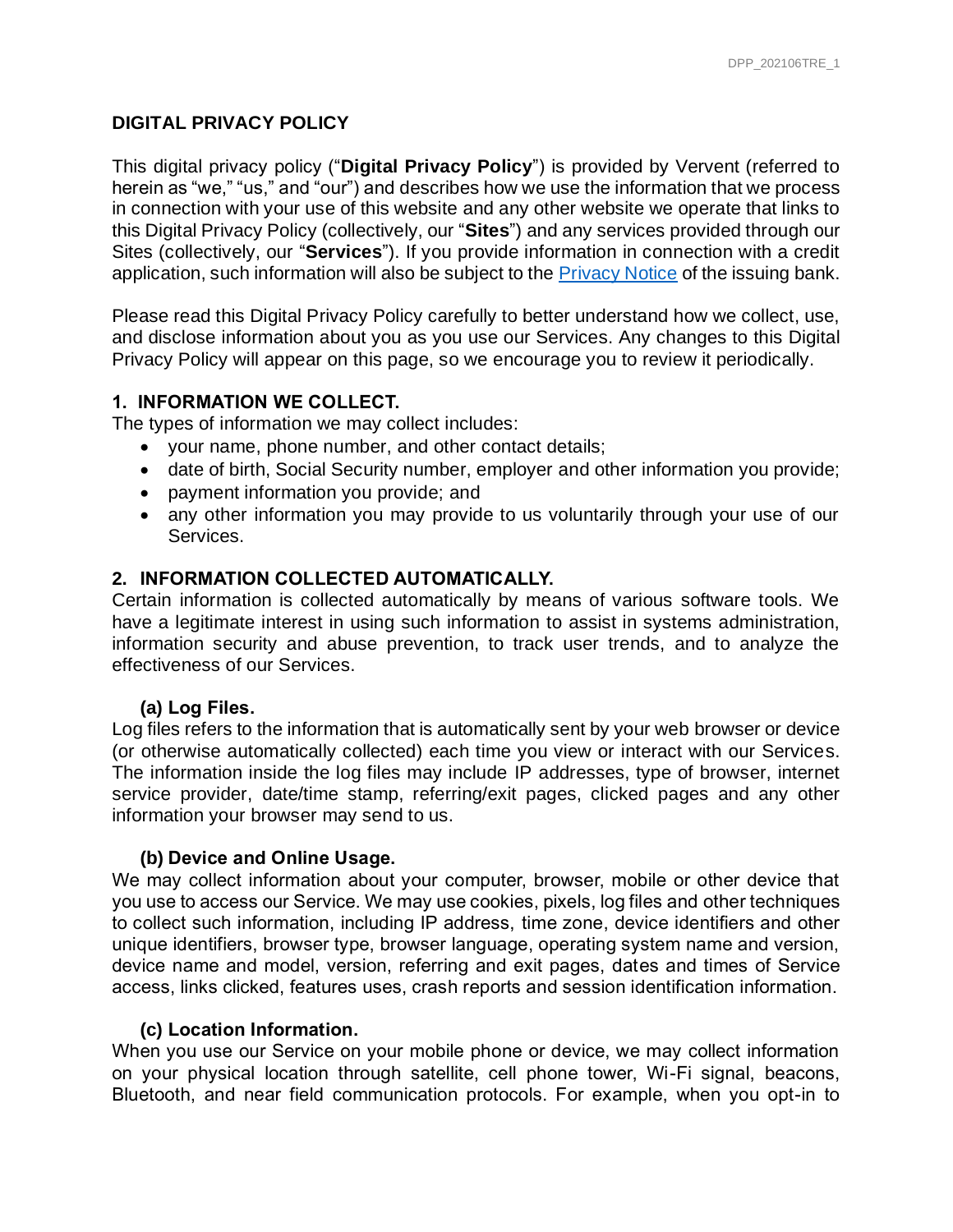# DIGITAL PRIVACY POLICY

This digital privacy policy ("**Digital Privacy Policy**") is provided by Vervent (referred to herein as "we," "us," and "our") and describes how we use the information that we process in connection with your use of this website and any other website we operate that links to this Digital Privacy Policy (collectively, our "**Sites**") and any services provided through our Sites (collectively, our "**Services**"). If you provide information in connection with a credit application, such information will also be subject to the Privacy Notice of the issuing bank.

Please read this Digital Privacy Policy carefully to better understand how we collect, use, and disclose information about you as you use our Services. Any changes to this Digital Privacy Policy will appear on this page, so we encourage you to review it periodically.

## 1. INFORMATION WE COLLECT.

The types of information we may collect includes:

- your name, phone number, and other contact details;
- date of birth, Social Security number, employer and other information you provide;
- payment information you provide; and
- any other information you may provide to us voluntarily through your use of our Services.

## 2. INFORMATION COLLECTED AUTOMATICALLY.

Certain information is collected automatically by means of various software tools. We have a legitimate interest in using such information to assist in systems administration, information security and abuse prevention, to track user trends, and to analyze the effectiveness of our Services.

### (a) Log Files.

Log files refers to the information that is automatically sent by your web browser or device (or otherwise automatically collected) each time you view or interact with our Services. The information inside the log files may include IP addresses, type of browser, internet service provider, date/time stamp, referring/exit pages, clicked pages and any other information your browser may send to us.

### (b) Device and Online Usage.

We may collect information about your computer, browser, mobile or other device that you use to access our Service. We may use cookies, pixels, log files and other techniques to collect such information, including IP address, time zone, device identifiers and other unique identifiers, browser type, browser language, operating system name and version, device name and model, version, referring and exit pages, dates and times of Service access, links clicked, features uses, crash reports and session identification information.

### (c) Location Information.

When you use our Service on your mobile phone or device, we may collect information on your physical location through satellite, cell phone tower, Wi-Fi signal, beacons, Bluetooth, and near field communication protocols. For example, when you opt-in to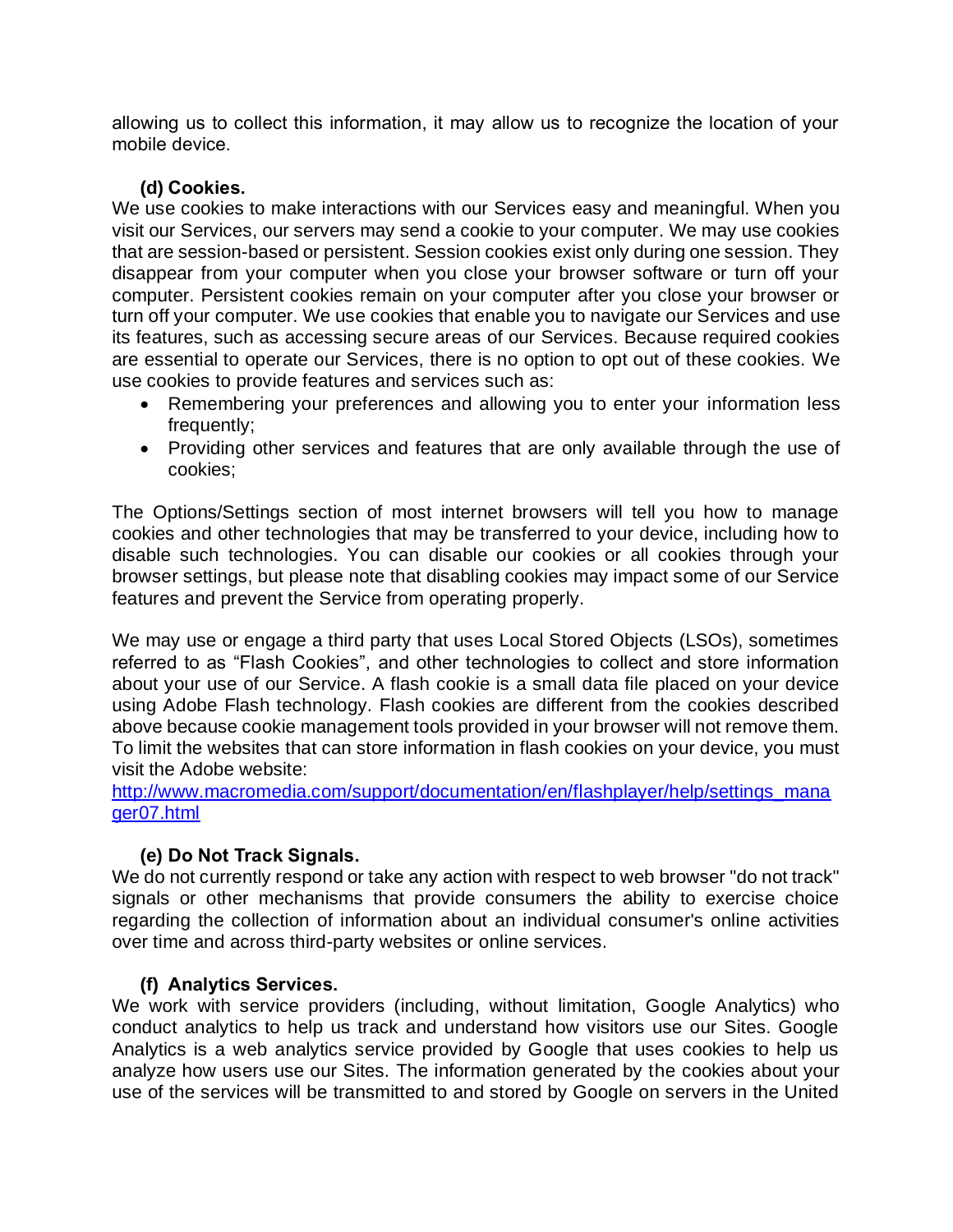allowing us to collect this information, it may allow us to recognize the location of your mobile device.

**(d) Cookies.**

We use cookies to make interactions with our Services easy and meaningful. When you visit our Services, our servers may send a cookie to your computer. We may use cookies that are session-based or persistent. Session cookies exist only during one session. They disappear from your computer when you close your browser software or turn off your computer. Persistent cookies remain on your computer after you close your browser or turn off your computer. We use cookies that enable you to navigate our Services and use its features, such as accessing secure areas of our Services. Because required cookies are essential to operate our Services, there is no option to opt out of these cookies. We use cookies to provide features and services such as:

- Remembering your preferences and allowing you to enter your information less frequently;
- Providing other services and features that are only available through the use of cookies;

The Options/Settings section of most internet browsers will tell you how to manage cookies and other technologies that may be transferred to your device, including how to disable such technologies. You can disable our cookies or all cookies through your browser settings, but please note that disabling cookies may impact some of our Service features and prevent the Service from operating properly.

We may use or engage a third party that uses Local Stored Objects (LSOs), sometimes referred to as "Flash Cookies", and other technologies to collect and store information about your use of our Service. A flash cookie is a small data file placed on your device using Adobe Flash technology. Flash cookies are different from the cookies described above because cookie management tools provided in your browser will not remove them. To limit the websites that can store information in flash cookies on your device, you must visit the Adobe website: [http://www.macromedia.com/support/documentation/en/flashplayer/help/settings_manager07.html](http://www.macromedia.com/support/documentation/en/flashplayer/help/settings_manager07.html)

**(e) Do Not Track Signals.**

We do not currently respond or take any action with respect to web browser "do not track" signals or other mechanisms that provide consumers the ability to exercise choice regarding the collection of information about an individual consumer's online activities over time and across third-party websites or online services.

**(f) Analytics Services.**

We work with service providers (including, without limitation, Google Analytics) who conduct analytics to help us track and understand how visitors use our Sites. Google Analytics is a web analytics service provided by Google that uses cookies to help us analyze how users use our Sites. The information generated by the cookies about your use of the services will be transmitted to and stored by Google on servers in the United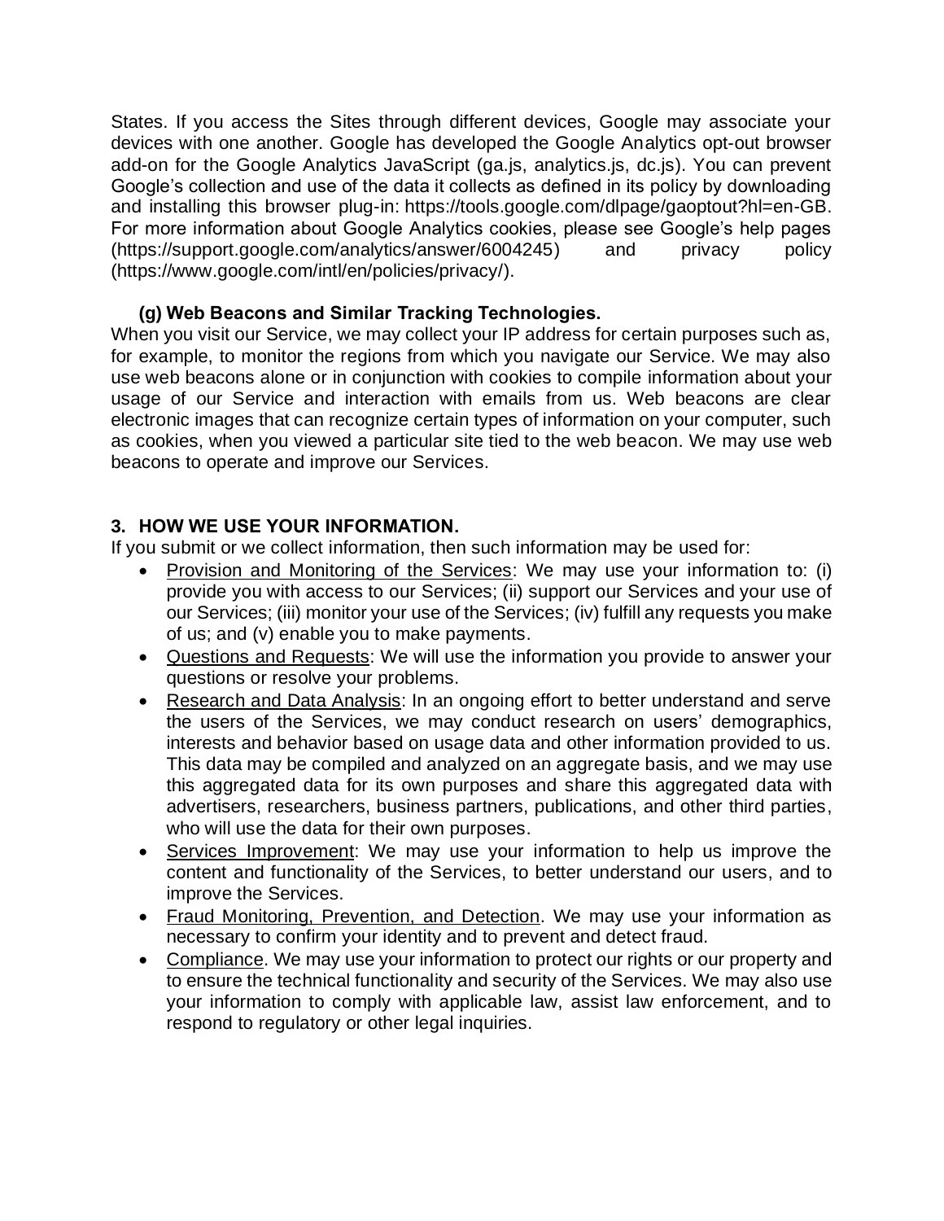States. If you access the Sites through different devices, Google may associate your devices with one another. Google has developed the Google Analytics opt-out browser add-on for the Google Analytics JavaScript (ga.js, analytics.js, dc.js). You can prevent Google's collection and use of the data it collects as defined in its policy by downloading and installing this browser plug-in: https://tools.google.com/dlpage/gaoptout?hl=en-GB. For more information about Google Analytics cookies, please see Google's help pages (https://support.google.com/analytics/answer/6004245) and privacy policy (https://www.google.com/intl/en/policies/privacy/).

**(g) Web Beacons and Similar Tracking Technologies.**

When you visit our Service, we may collect your IP address for certain purposes such as, for example, to monitor the regions from which you navigate our Service. We may also use web beacons alone or in conjunction with cookies to compile information about your usage of our Service and interaction with emails from us. Web beacons are clear electronic images that can recognize certain types of information on your computer, such as cookies, when you viewed a particular site tied to the web beacon. We may use web beacons to operate and improve our Services.

## 3. HOW WE USE YOUR INFORMATION.

If you submit or we collect information, then such information may be used for:

- <u>Provision and Monitoring of the Services</u>: We may use your information to: (i) provide you with access to our Services; (ii) support our Services and your use of our Services; (iii) monitor your use of the Services; (iv) fulfill any requests you make of us; and (v) enable you to make payments.
- <u>Questions and Requests</u>: We will use the information you provide to answer your questions or resolve your problems.
- <u>Research and Data Analysis</u>: In an ongoing effort to better understand and serve the users of the Services, we may conduct research on users' demographics, interests and behavior based on usage data and other information provided to us. This data may be compiled and analyzed on an aggregate basis, and we may use this aggregated data for its own purposes and share this aggregated data with advertisers, researchers, business partners, publications, and other third parties, who will use the data for their own purposes.
- <u>Services Improvement</u>: We may use your information to help us improve the content and functionality of the Services, to better understand our users, and to improve the Services.
- <u>Fraud Monitoring, Prevention, and Detection</u>. We may use your information as necessary to confirm your identity and to prevent and detect fraud.
- <u>Compliance</u>. We may use your information to protect our rights or our property and to ensure the technical functionality and security of the Services. We may also use your information to comply with applicable law, assist law enforcement, and to respond to regulatory or other legal inquiries.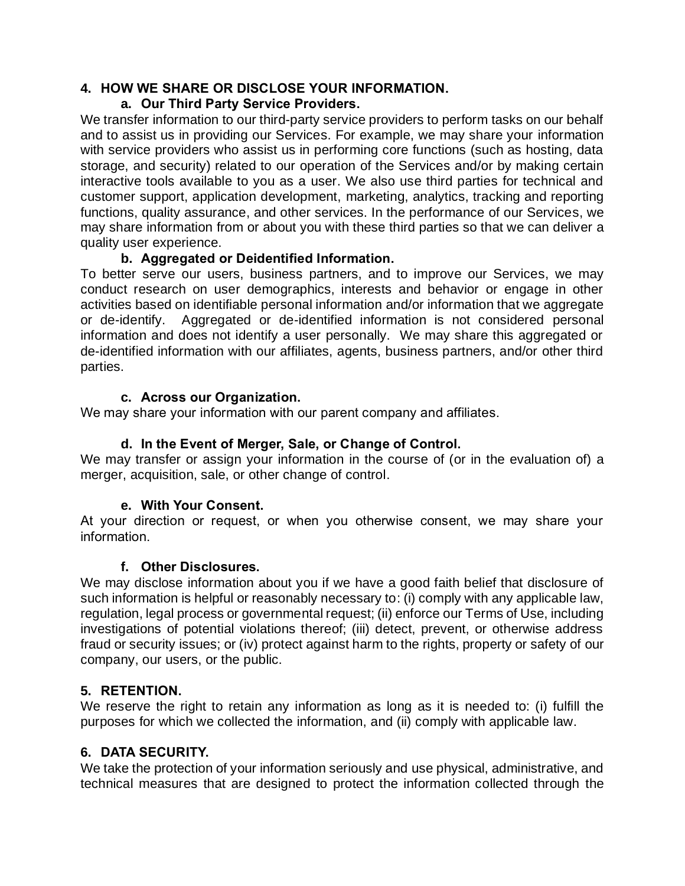## 4. HOW WE SHARE OR DISCLOSE YOUR INFORMATION.

### a. Our Third Party Service Providers.

We transfer information to our third-party service providers to perform tasks on our behalf and to assist us in providing our Services. For example, we may share your information with service providers who assist us in performing core functions (such as hosting, data storage, and security) related to our operation of the Services and/or by making certain interactive tools available to you as a user. We also use third parties for technical and customer support, application development, marketing, analytics, tracking and reporting functions, quality assurance, and other services. In the performance of our Services, we may share information from or about you with these third parties so that we can deliver a quality user experience.

### b. Aggregated or Deidentified Information.

To better serve our users, business partners, and to improve our Services, we may conduct research on user demographics, interests and behavior or engage in other activities based on identifiable personal information and/or information that we aggregate or de-identify. Aggregated or de-identified information is not considered personal information and does not identify a user personally. We may share this aggregated or de-identified information with our affiliates, agents, business partners, and/or other third parties.

### c. Across our Organization.

We may share your information with our parent company and affiliates.

### d. In the Event of Merger, Sale, or Change of Control.

We may transfer or assign your information in the course of (or in the evaluation of) a merger, acquisition, sale, or other change of control.

### e. With Your Consent.

At your direction or request, or when you otherwise consent, we may share your information.

### f. Other Disclosures.

We may disclose information about you if we have a good faith belief that disclosure of such information is helpful or reasonably necessary to: (i) comply with any applicable law, regulation, legal process or governmental request; (ii) enforce our Terms of Use, including investigations of potential violations thereof; (iii) detect, prevent, or otherwise address fraud or security issues; or (iv) protect against harm to the rights, property or safety of our company, our users, or the public.

## 5. RETENTION.

We reserve the right to retain any information as long as it is needed to: (i) fulfill the purposes for which we collected the information, and (ii) comply with applicable law.

## 6. DATA SECURITY.

We take the protection of your information seriously and use physical, administrative, and technical measures that are designed to protect the information collected through the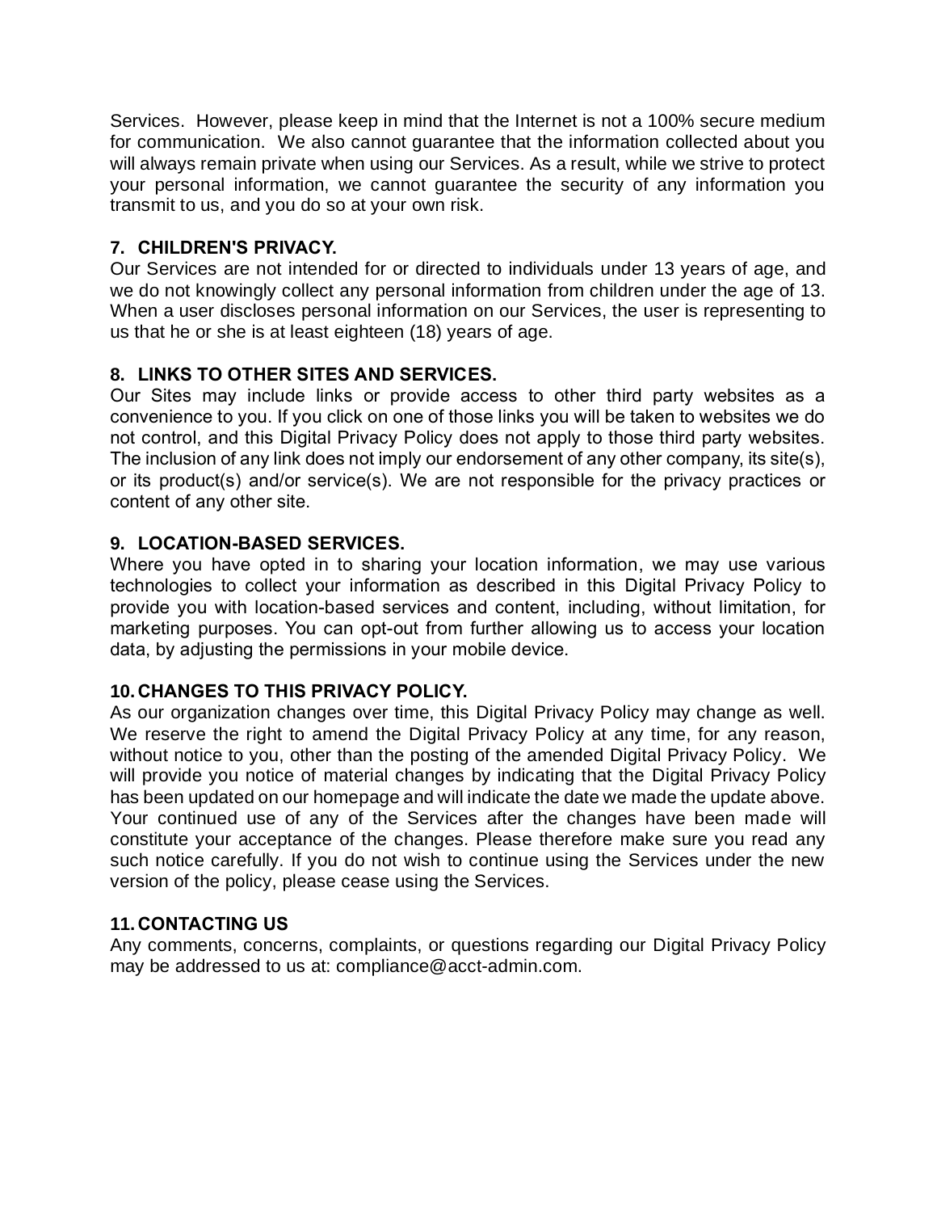Services. However, please keep in mind that the Internet is not a 100% secure medium for communication. We also cannot guarantee that the information collected about you will always remain private when using our Services. As a result, while we strive to protect your personal information, we cannot guarantee the security of any information you transmit to us, and you do so at your own risk.

**7. CHILDREN'S PRIVACY.**

Our Services are not intended for or directed to individuals under 13 years of age, and we do not knowingly collect any personal information from children under the age of 13. When a user discloses personal information on our Services, the user is representing to us that he or she is at least eighteen (18) years of age.

**8. LINKS TO OTHER SITES AND SERVICES.**

Our Sites may include links or provide access to other third party websites as a convenience to you. If you click on one of those links you will be taken to websites we do not control, and this Digital Privacy Policy does not apply to those third party websites. The inclusion of any link does not imply our endorsement of any other company, its site(s), or its product(s) and/or service(s). We are not responsible for the privacy practices or content of any other site.

**9. LOCATION-BASED SERVICES.**

Where you have opted in to sharing your location information, we may use various technologies to collect your information as described in this Digital Privacy Policy to provide you with location-based services and content, including, without limitation, for marketing purposes. You can opt-out from further allowing us to access your location data, by adjusting the permissions in your mobile device.

**10. CHANGES TO THIS PRIVACY POLICY.**

As our organization changes over time, this Digital Privacy Policy may change as well. We reserve the right to amend the Digital Privacy Policy at any time, for any reason, without notice to you, other than the posting of the amended Digital Privacy Policy. We will provide you notice of material changes by indicating that the Digital Privacy Policy has been updated on our homepage and will indicate the date we made the update above. Your continued use of any of the Services after the changes have been made will constitute your acceptance of the changes. Please therefore make sure you read any such notice carefully. If you do not wish to continue using the Services under the new version of the policy, please cease using the Services.

**11. CONTACTING US**

Any comments, concerns, complaints, or questions regarding our Digital Privacy Policy may be addressed to us at: compliance@acct-admin.com.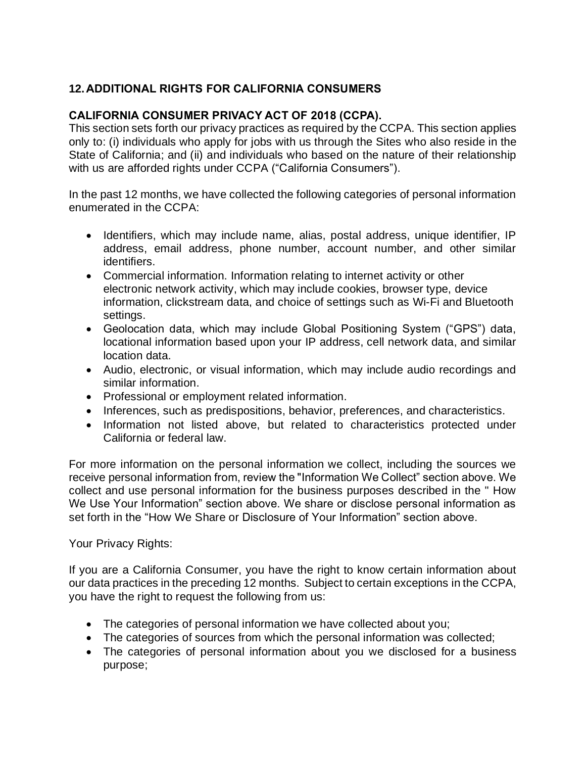## 12. ADDITIONAL RIGHTS FOR CALIFORNIA CONSUMERS

**CALIFORNIA CONSUMER PRIVACY ACT OF 2018 (CCPA).**

This section sets forth our privacy practices as required by the CCPA. This section applies only to: (i) individuals who apply for jobs with us through the Sites who also reside in the State of California; and (ii) and individuals who based on the nature of their relationship with us are afforded rights under CCPA ("California Consumers").

In the past 12 months, we have collected the following categories of personal information enumerated in the CCPA:

- Identifiers, which may include name, alias, postal address, unique identifier, IP address, email address, phone number, account number, and other similar identifiers.
- Commercial information. Information relating to internet activity or other electronic network activity, which may include cookies, browser type, device information, clickstream data, and choice of settings such as Wi-Fi and Bluetooth settings.
- Geolocation data, which may include Global Positioning System ("GPS") data, locational information based upon your IP address, cell network data, and similar location data.
- Audio, electronic, or visual information, which may include audio recordings and similar information.
- Professional or employment related information.
- Inferences, such as predispositions, behavior, preferences, and characteristics.
- Information not listed above, but related to characteristics protected under California or federal law.

For more information on the personal information we collect, including the sources we receive personal information from, review the "Information We Collect" section above. We collect and use personal information for the business purposes described in the " How We Use Your Information" section above. We share or disclose personal information as set forth in the "How We Share or Disclosure of Your Information" section above.

Your Privacy Rights:

If you are a California Consumer, you have the right to know certain information about our data practices in the preceding 12 months. Subject to certain exceptions in the CCPA, you have the right to request the following from us:

- The categories of personal information we have collected about you;
- The categories of sources from which the personal information was collected;
- The categories of personal information about you we disclosed for a business purpose;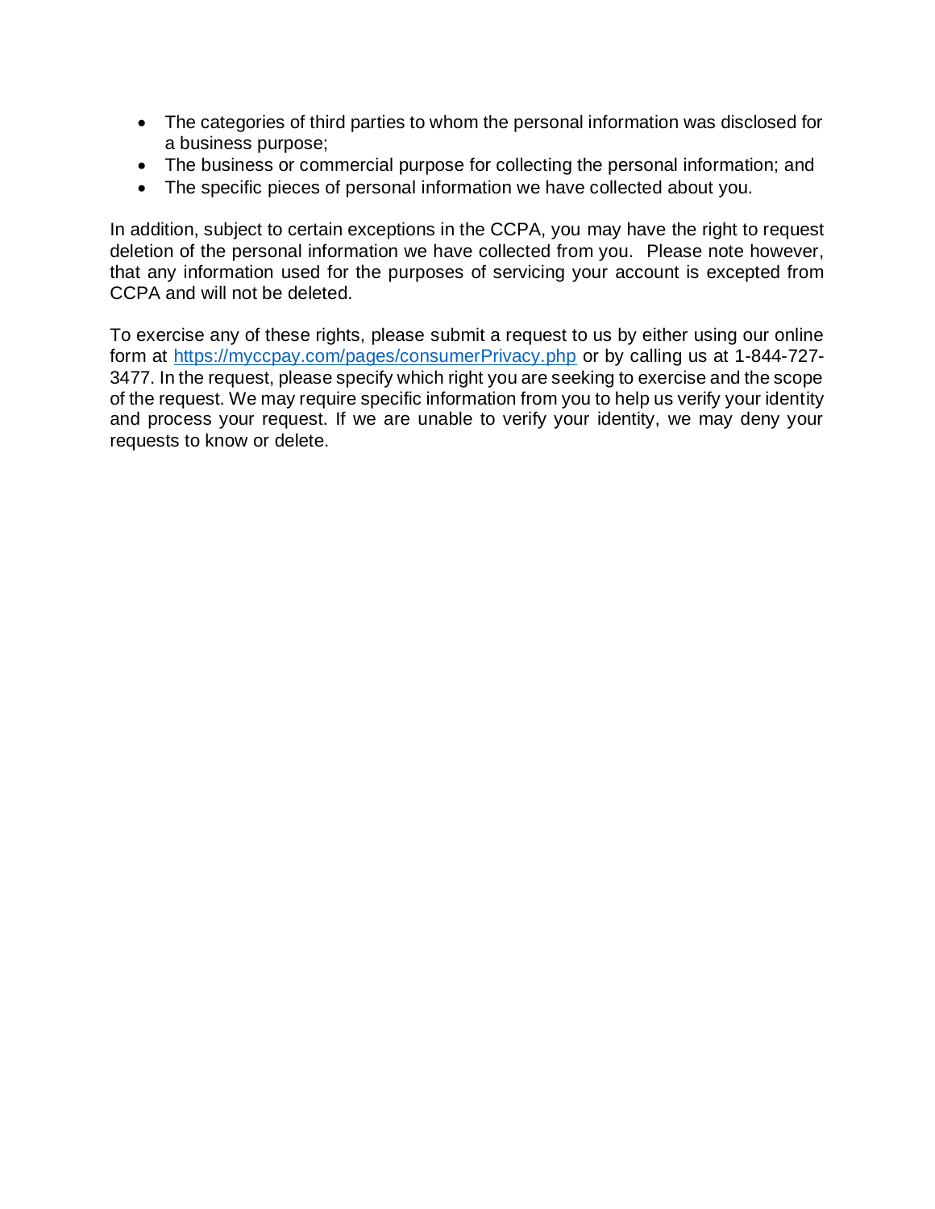- The categories of third parties to whom the personal information was disclosed for a business purpose;
- The business or commercial purpose for collecting the personal information; and
- The specific pieces of personal information we have collected about you.

In addition, subject to certain exceptions in the CCPA, you may have the right to request deletion of the personal information we have collected from you. Please note however, that any information used for the purposes of servicing your account is excepted from CCPA and will not be deleted.

To exercise any of these rights, please submit a request to us by either using our online form at [https://myccpay.com/pages/consumerPrivacy.php](https://myccpay.com/pages/consumerPrivacy.php) or by calling us at 1-844-727-3477. In the request, please specify which right you are seeking to exercise and the scope of the request. We may require specific information from you to help us verify your identity and process your request. If we are unable to verify your identity, we may deny your requests to know or delete.